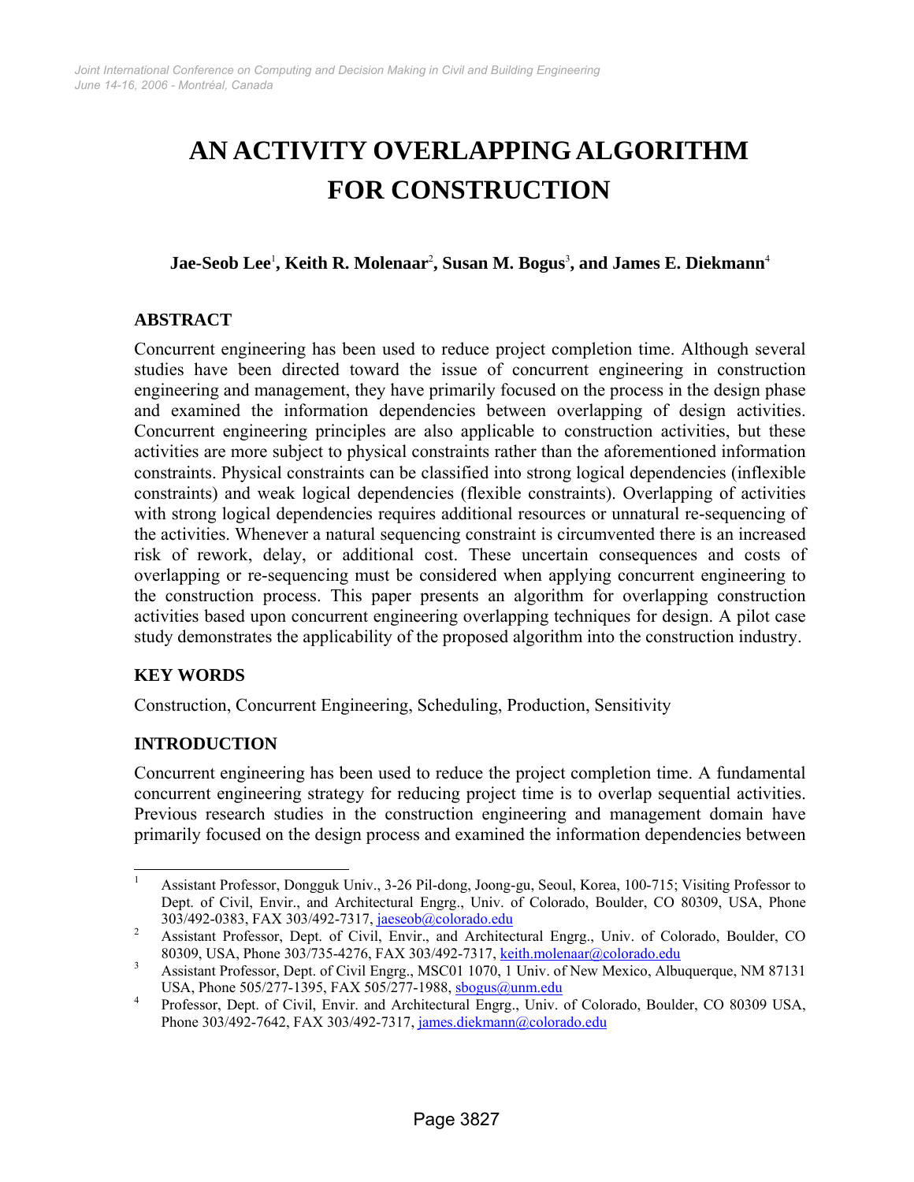# AN ACTIVITY OVERLAPPING ALGORITHM FOR CONSTRUCTION

**Jae-Seob Lee[1], Keith R. Molenaar[2], Susan M. Bogus[3], and James E. Diekmann[4]**

## ABSTRACT

Concurrent engineering has been used to reduce project completion time. Although several studies have been directed toward the issue of concurrent engineering in construction engineering and management, they have primarily focused on the process in the design phase and examined the information dependencies between overlapping of design activities. Concurrent engineering principles are also applicable to construction activities, but these activities are more subject to physical constraints rather than the aforementioned information constraints. Physical constraints can be classified into strong logical dependencies (inflexible constraints) and weak logical dependencies (flexible constraints). Overlapping of activities with strong logical dependencies requires additional resources or unnatural re-sequencing of the activities. Whenever a natural sequencing constraint is circumvented there is an increased risk of rework, delay, or additional cost. These uncertain consequences and costs of overlapping or re-sequencing must be considered when applying concurrent engineering to the construction process. This paper presents an algorithm for overlapping construction activities based upon concurrent engineering overlapping techniques for design. A pilot case study demonstrates the applicability of the proposed algorithm into the construction industry.

## KEY WORDS

Construction, Concurrent Engineering, Scheduling, Production, Sensitivity

## INTRODUCTION

Concurrent engineering has been used to reduce the project completion time. A fundamental concurrent engineering strategy for reducing project time is to overlap sequential activities. Previous research studies in the construction engineering and management domain have primarily focused on the design process and examined the information dependencies between

---

[1] Assistant Professor, Dongguk Univ., 3-26 Pil-dong, Joong-gu, Seoul, Korea, 100-715; Visiting Professor to Dept. of Civil, Envir., and Architectural Engrg., Univ. of Colorado, Boulder, CO 80309, USA, Phone 303/492-0383, FAX 303/492-7317, jaeseob@colorado.edu

[2] Assistant Professor, Dept. of Civil, Envir., and Architectural Engrg., Univ. of Colorado, Boulder, CO 80309, USA, Phone 303/735-4276, FAX 303/492-7317, keith.molenaar@colorado.edu

[3] Assistant Professor, Dept. of Civil Engrg., MSC01 1070, 1 Univ. of New Mexico, Albuquerque, NM 87131 USA, Phone 505/277-1395, FAX 505/277-1988, sbogus@unm.edu

[4] Professor, Dept. of Civil, Envir. and Architectural Engrg., Univ. of Colorado, Boulder, CO 80309 USA, Phone 303/492-7642, FAX 303/492-7317, james.diekmann@colorado.edu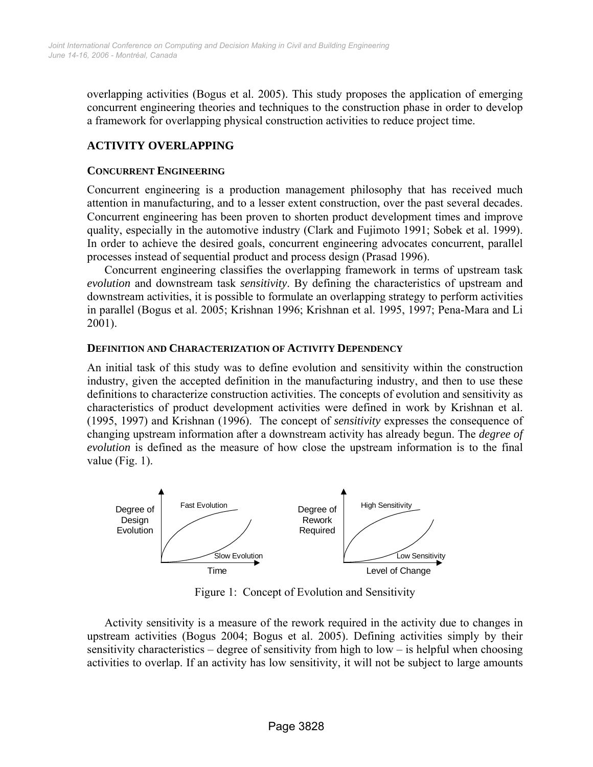overlapping activities (Bogus et al. 2005). This study proposes the application of emerging concurrent engineering theories and techniques to the construction phase in order to develop a framework for overlapping physical construction activities to reduce project time.

## ACTIVITY OVERLAPPING

### CONCURRENT ENGINEERING

Concurrent engineering is a production management philosophy that has received much attention in manufacturing, and to a lesser extent construction, over the past several decades. Concurrent engineering has been proven to shorten product development times and improve quality, especially in the automotive industry (Clark and Fujimoto 1991; Sobek et al. 1999). In order to achieve the desired goals, concurrent engineering advocates concurrent, parallel processes instead of sequential product and process design (Prasad 1996).

Concurrent engineering classifies the overlapping framework in terms of upstream task *evolution* and downstream task *sensitivity*. By defining the characteristics of upstream and downstream activities, it is possible to formulate an overlapping strategy to perform activities in parallel (Bogus et al. 2005; Krishnan 1996; Krishnan et al. 1995, 1997; Pena-Mara and Li 2001).

### DEFINITION AND CHARACTERIZATION OF ACTIVITY DEPENDENCY

An initial task of this study was to define evolution and sensitivity within the construction industry, given the accepted definition in the manufacturing industry, and then to use these definitions to characterize construction activities. The concepts of evolution and sensitivity as characteristics of product development activities were defined in work by Krishnan et al. (1995, 1997) and Krishnan (1996). The concept of *sensitivity* expresses the consequence of changing upstream information after a downstream activity has already begun. The *degree of evolution* is defined as the measure of how close the upstream information is to the final value (Fig. 1).

Figure 1: Concept of Evolution and Sensitivity

Activity sensitivity is a measure of the rework required in the activity due to changes in upstream activities (Bogus 2004; Bogus et al. 2005). Defining activities simply by their sensitivity characteristics – degree of sensitivity from high to low – is helpful when choosing activities to overlap. If an activity has low sensitivity, it will not be subject to large amounts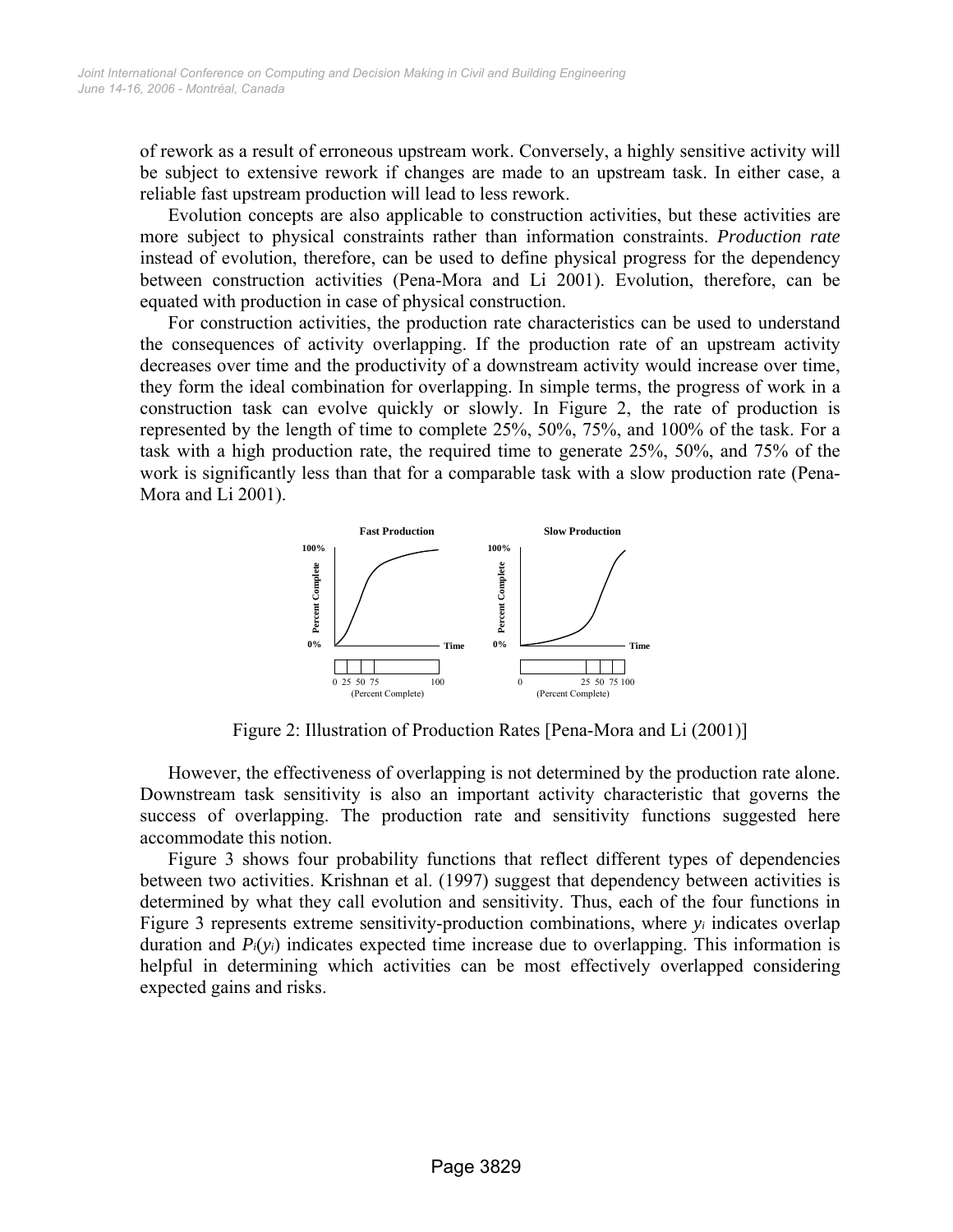of rework as a result of erroneous upstream work. Conversely, a highly sensitive activity will be subject to extensive rework if changes are made to an upstream task. In either case, a reliable fast upstream production will lead to less rework.

Evolution concepts are also applicable to construction activities, but these activities are more subject to physical constraints rather than information constraints. *Production rate* instead of evolution, therefore, can be used to define physical progress for the dependency between construction activities (Pena-Mora and Li 2001). Evolution, therefore, can be equated with production in case of physical construction.

For construction activities, the production rate characteristics can be used to understand the consequences of activity overlapping. If the production rate of an upstream activity decreases over time and the productivity of a downstream activity would increase over time, they form the ideal combination for overlapping. In simple terms, the progress of work in a construction task can evolve quickly or slowly. In Figure 2, the rate of production is represented by the length of time to complete 25%, 50%, 75%, and 100% of the task. For a task with a high production rate, the required time to generate 25%, 50%, and 75% of the work is significantly less than that for a comparable task with a slow production rate (Pena-Mora and Li 2001).

Figure 2: Illustration of Production Rates [Pena-Mora and Li (2001)]

However, the effectiveness of overlapping is not determined by the production rate alone. Downstream task sensitivity is also an important activity characteristic that governs the success of overlapping. The production rate and sensitivity functions suggested here accommodate this notion.

Figure 3 shows four probability functions that reflect different types of dependencies between two activities. Krishnan et al. (1997) suggest that dependency between activities is determined by what they call evolution and sensitivity. Thus, each of the four functions in Figure 3 represents extreme sensitivity-production combinations, where $y_i$ indicates overlap duration and $P_i(y_i)$ indicates expected time increase due to overlapping. This information is helpful in determining which activities can be most effectively overlapped considering expected gains and risks.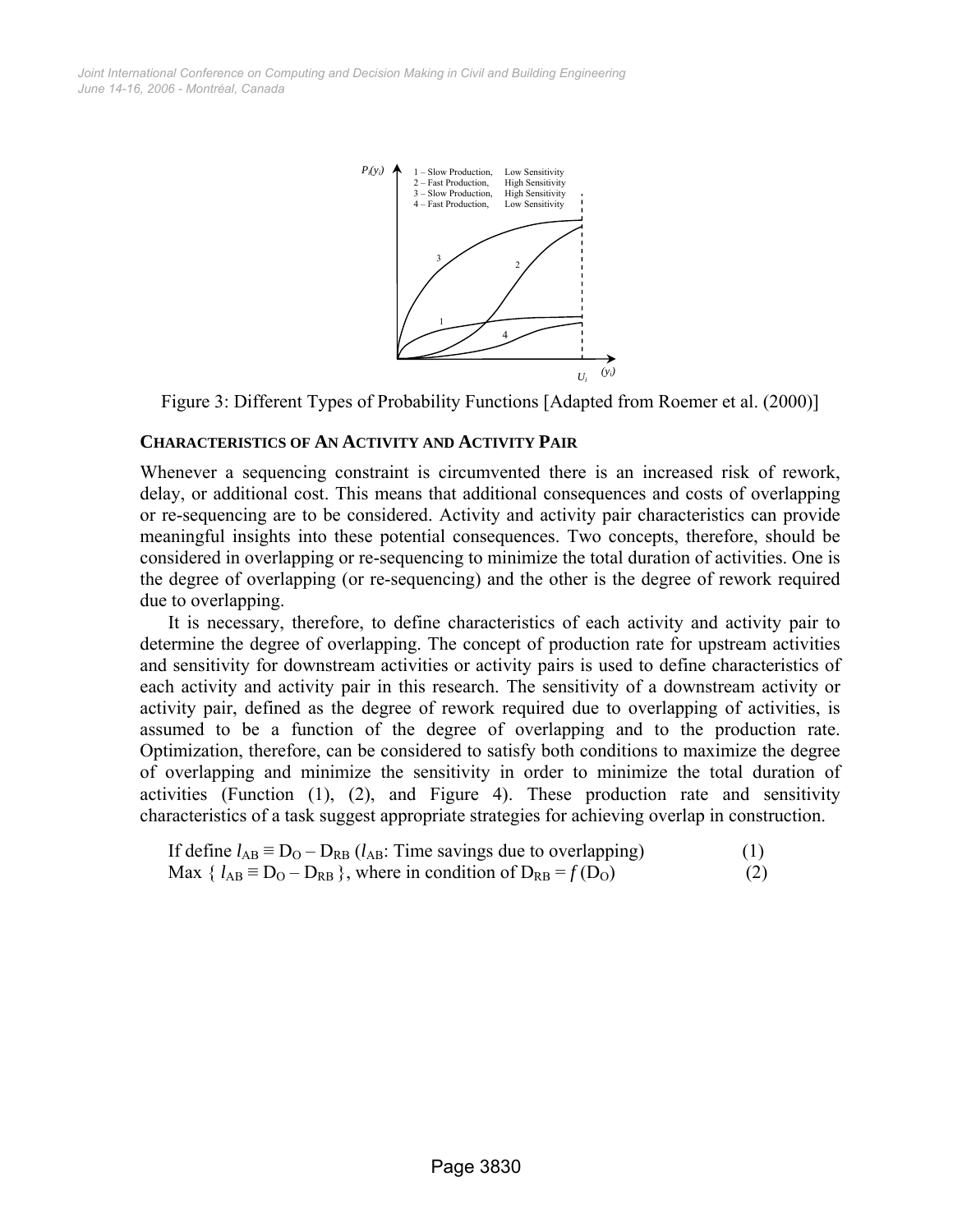Figure 3: Different Types of Probability Functions [Adapted from Roemer et al. (2000)]

### CHARACTERISTICS OF AN ACTIVITY AND ACTIVITY PAIR

Whenever a sequencing constraint is circumvented there is an increased risk of rework, delay, or additional cost. This means that additional consequences and costs of overlapping or re-sequencing are to be considered. Activity and activity pair characteristics can provide meaningful insights into these potential consequences. Two concepts, therefore, should be considered in overlapping or re-sequencing to minimize the total duration of activities. One is the degree of overlapping (or re-sequencing) and the other is the degree of rework required due to overlapping.

It is necessary, therefore, to define characteristics of each activity and activity pair to determine the degree of overlapping. The concept of production rate for upstream activities and sensitivity for downstream activities or activity pairs is used to define characteristics of each activity and activity pair in this research. The sensitivity of a downstream activity or activity pair, defined as the degree of rework required due to overlapping of activities, is assumed to be a function of the degree of overlapping and to the production rate. Optimization, therefore, can be considered to satisfy both conditions to maximize the degree of overlapping and minimize the sensitivity in order to minimize the total duration of activities (Function (1), (2), and Figure 4). These production rate and sensitivity characteristics of a task suggest appropriate strategies for achieving overlap in construction.

If define $l_{AB} \equiv D_O - D_{RB}$ ($l_{AB}$: Time savings due to overlapping) (1)

Max { $l_{AB} \equiv D_O - D_{RB}$ }, where in condition of $D_{RB} = f(D_O)$ (2)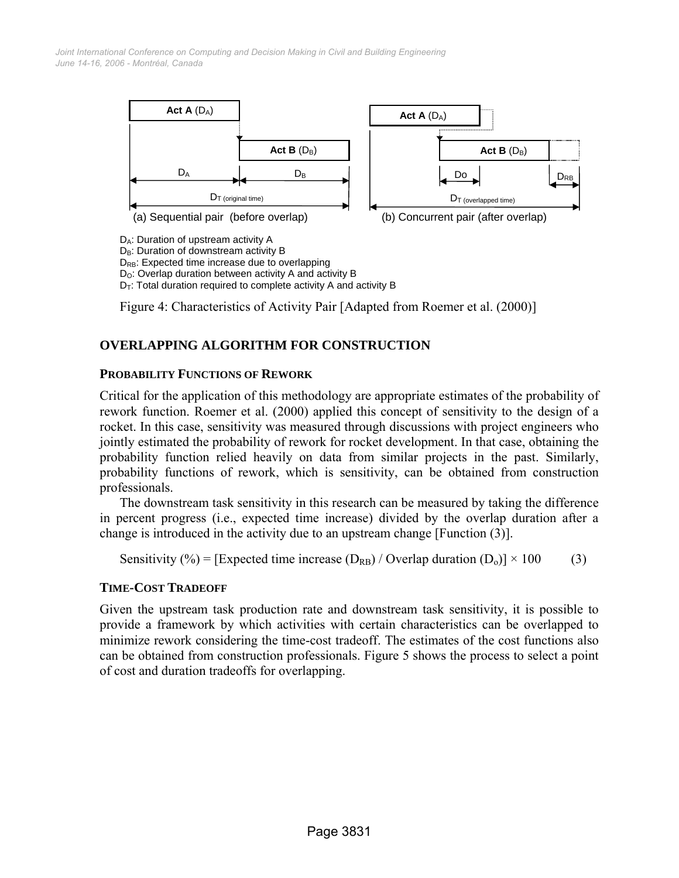(a) Sequential pair (before overlap)

(b) Concurrent pair (after overlap)

$D_A$: Duration of upstream activity A
$D_B$: Duration of downstream activity B
$D_{RB}$: Expected time increase due to overlapping
$D_O$: Overlap duration between activity A and activity B
$D_T$: Total duration required to complete activity A and activity B

Figure 4: Characteristics of Activity Pair [Adapted from Roemer et al. (2000)]

## OVERLAPPING ALGORITHM FOR CONSTRUCTION

### PROBABILITY FUNCTIONS OF REWORK

Critical for the application of this methodology are appropriate estimates of the probability of rework function. Roemer et al. (2000) applied this concept of sensitivity to the design of a rocket. In this case, sensitivity was measured through discussions with project engineers who jointly estimated the probability of rework for rocket development. In that case, obtaining the probability function relied heavily on data from similar projects in the past. Similarly, probability functions of rework, which is sensitivity, can be obtained from construction professionals.

The downstream task sensitivity in this research can be measured by taking the difference in percent progress (i.e., expected time increase) divided by the overlap duration after a change is introduced in the activity due to an upstream change [Function (3)].

$$\text{Sensitivity (\%)} = [\text{Expected time increase } (D_{RB}) / \text{Overlap duration } (D_o)] \times 100 \qquad (3)$$

### TIME-COST TRADEOFF

Given the upstream task production rate and downstream task sensitivity, it is possible to provide a framework by which activities with certain characteristics can be overlapped to minimize rework considering the time-cost tradeoff. The estimates of the cost functions also can be obtained from construction professionals. Figure 5 shows the process to select a point of cost and duration tradeoffs for overlapping.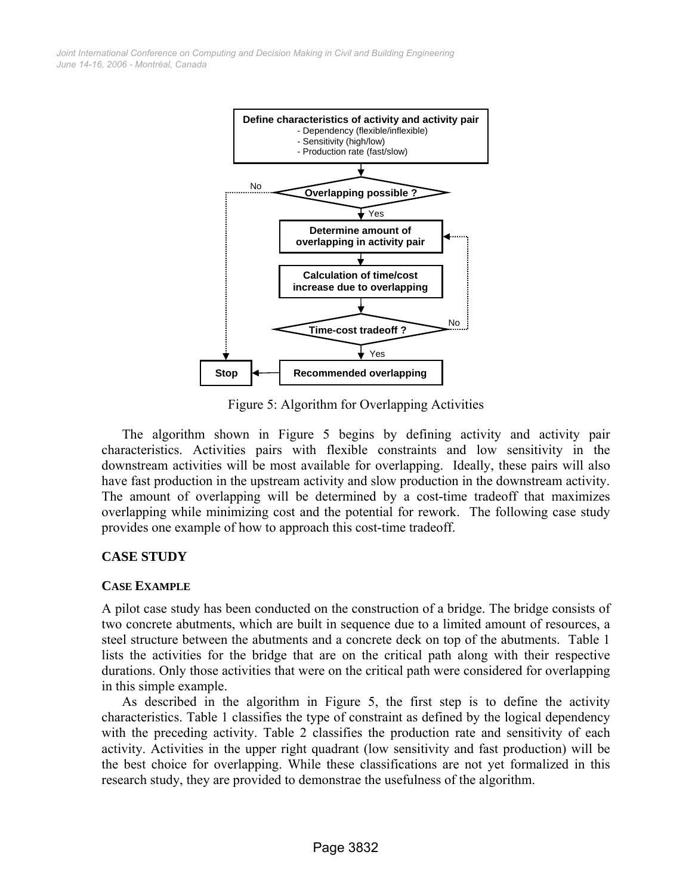Figure 5: Algorithm for Overlapping Activities

The algorithm shown in Figure 5 begins by defining activity and activity pair characteristics. Activities pairs with flexible constraints and low sensitivity in the downstream activities will be most available for overlapping. Ideally, these pairs will also have fast production in the upstream activity and slow production in the downstream activity. The amount of overlapping will be determined by a cost-time tradeoff that maximizes overlapping while minimizing cost and the potential for rework. The following case study provides one example of how to approach this cost-time tradeoff.

## CASE STUDY

### CASE EXAMPLE

A pilot case study has been conducted on the construction of a bridge. The bridge consists of two concrete abutments, which are built in sequence due to a limited amount of resources, a steel structure between the abutments and a concrete deck on top of the abutments. Table 1 lists the activities for the bridge that are on the critical path along with their respective durations. Only those activities that were on the critical path were considered for overlapping in this simple example.

As described in the algorithm in Figure 5, the first step is to define the activity characteristics. Table 1 classifies the type of constraint as defined by the logical dependency with the preceding activity. Table 2 classifies the production rate and sensitivity of each activity. Activities in the upper right quadrant (low sensitivity and fast production) will be the best choice for overlapping. While these classifications are not yet formalized in this research study, they are provided to demonstrae the usefulness of the algorithm.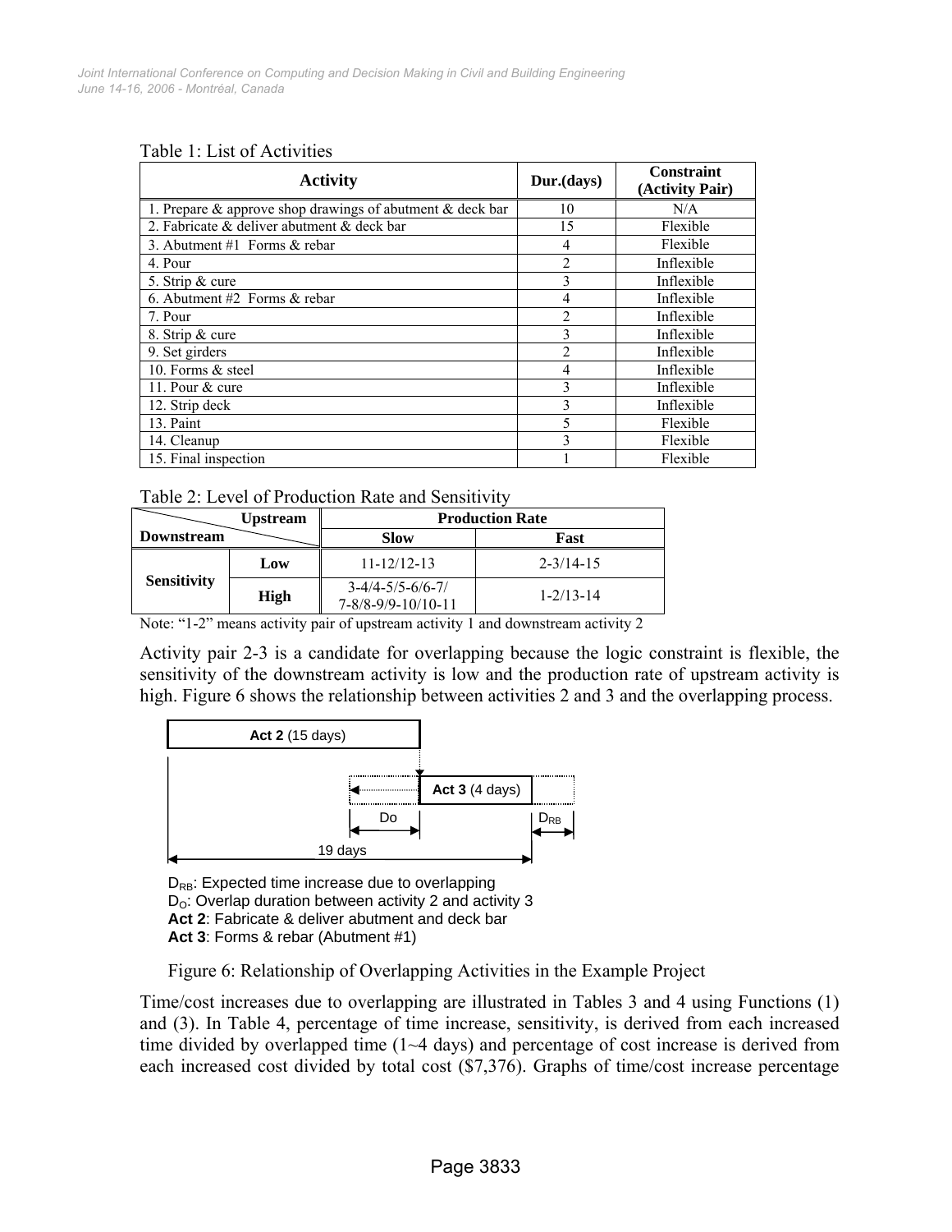Table 1: List of Activities

| Activity | Dur.(days) | Constraint (Activity Pair) |
|---|---|---|
| 1. Prepare & approve shop drawings of abutment & deck bar | 10 | N/A |
| 2. Fabricate & deliver abutment & deck bar | 15 | Flexible |
| 3. Abutment #1 Forms & rebar | 4 | Flexible |
| 4. Pour | 2 | Inflexible |
| 5. Strip & cure | 3 | Inflexible |
| 6. Abutment #2 Forms & rebar | 4 | Inflexible |
| 7. Pour | 2 | Inflexible |
| 8. Strip & cure | 3 | Inflexible |
| 9. Set girders | 2 | Inflexible |
| 10. Forms & steel | 4 | Inflexible |
| 11. Pour & cure | 3 | Inflexible |
| 12. Strip deck | 3 | Inflexible |
| 13. Paint | 5 | Flexible |
| 14. Cleanup | 3 | Flexible |
| 15. Final inspection | 1 | Flexible |

Table 2: Level of Production Rate and Sensitivity

| Downstream \ Upstream | | Production Rate | |
|---|---|---|---|
| | | Slow | Fast |
| Sensitivity | Low | 11-12/12-13 | 2-3/14-15 |
| | High | 3-4/4-5/5-6/6-7/ 7-8/8-9/9-10/10-11 | 1-2/13-14 |

Note: "1-2" means activity pair of upstream activity 1 and downstream activity 2

Activity pair 2-3 is a candidate for overlapping because the logic constraint is flexible, the sensitivity of the downstream activity is low and the production rate of upstream activity is high. Figure 6 shows the relationship between activities 2 and 3 and the overlapping process.

**Act 2** (15 days)

**Act 3** (4 days)

Do

$D_{RB}$

19 days

$D_{RB}$: Expected time increase due to overlapping
$D_O$: Overlap duration between activity 2 and activity 3
**Act 2**: Fabricate & deliver abutment and deck bar
**Act 3**: Forms & rebar (Abutment #1)

Figure 6: Relationship of Overlapping Activities in the Example Project

Time/cost increases due to overlapping are illustrated in Tables 3 and 4 using Functions (1) and (3). In Table 4, percentage of time increase, sensitivity, is derived from each increased time divided by overlapped time (1~4 days) and percentage of cost increase is derived from each increased cost divided by total cost ($7,376). Graphs of time/cost increase percentage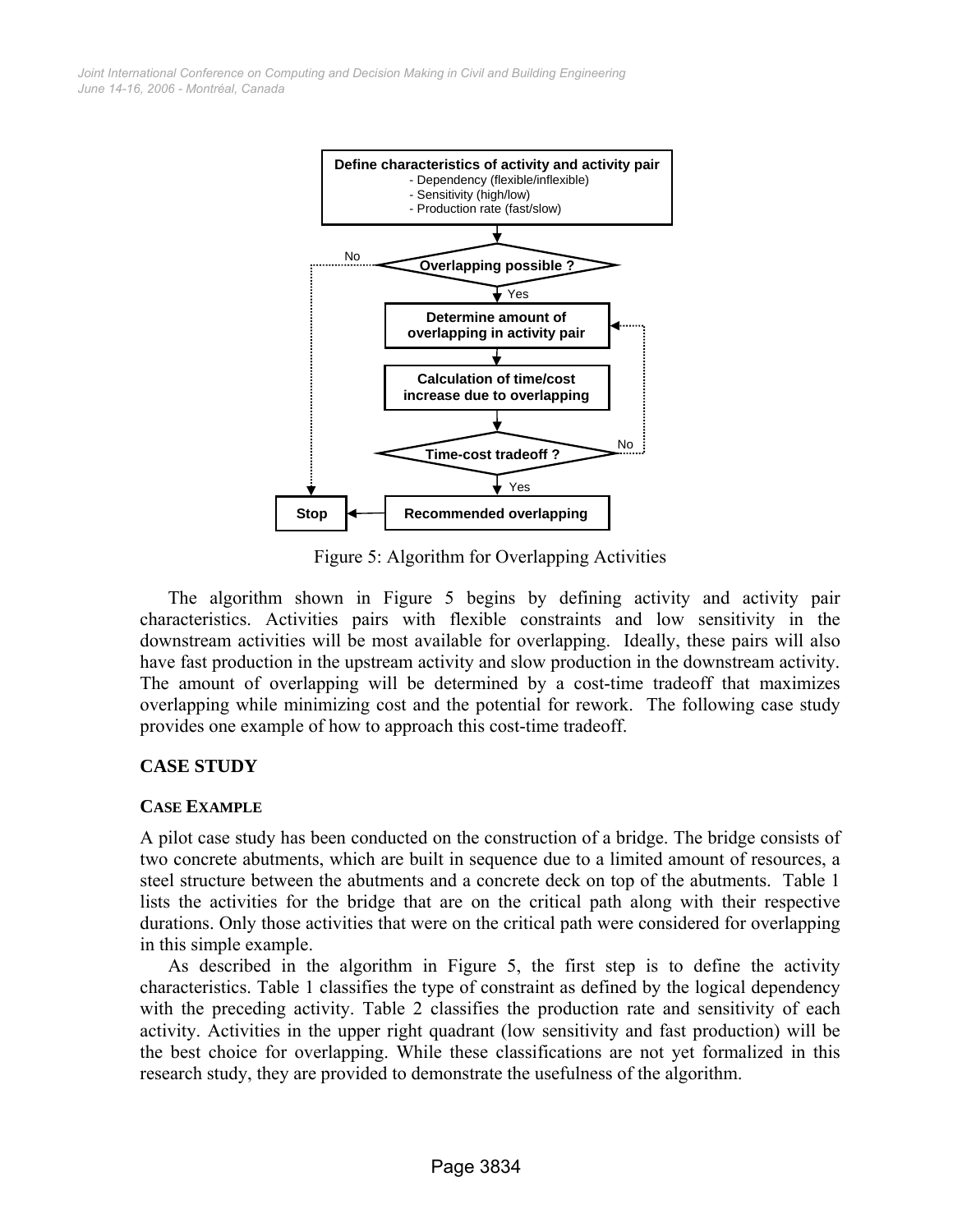```
Define characteristics of activity and activity pair
  - Dependency (flexible/inflexible)
  - Sensitivity (high/low)
  - Production rate (fast/slow)
        |
Overlapping possible ? --No--> Stop
        | Yes
Determine amount of overlapping in activity pair  <--+
        |                                            |
Calculation of time/cost increase due to overlapping |
        |                                            |
Time-cost tradeoff ? --No----------------------------+
        | Yes
Recommended overlapping --> Stop
```

Figure 5: Algorithm for Overlapping Activities

The algorithm shown in Figure 5 begins by defining activity and activity pair characteristics. Activities pairs with flexible constraints and low sensitivity in the downstream activities will be most available for overlapping. Ideally, these pairs will also have fast production in the upstream activity and slow production in the downstream activity. The amount of overlapping will be determined by a cost-time tradeoff that maximizes overlapping while minimizing cost and the potential for rework. The following case study provides one example of how to approach this cost-time tradeoff.

## CASE STUDY

### CASE EXAMPLE

A pilot case study has been conducted on the construction of a bridge. The bridge consists of two concrete abutments, which are built in sequence due to a limited amount of resources, a steel structure between the abutments and a concrete deck on top of the abutments. Table 1 lists the activities for the bridge that are on the critical path along with their respective durations. Only those activities that were on the critical path were considered for overlapping in this simple example.

As described in the algorithm in Figure 5, the first step is to define the activity characteristics. Table 1 classifies the type of constraint as defined by the logical dependency with the preceding activity. Table 2 classifies the production rate and sensitivity of each activity. Activities in the upper right quadrant (low sensitivity and fast production) will be the best choice for overlapping. While these classifications are not yet formalized in this research study, they are provided to demonstrate the usefulness of the algorithm.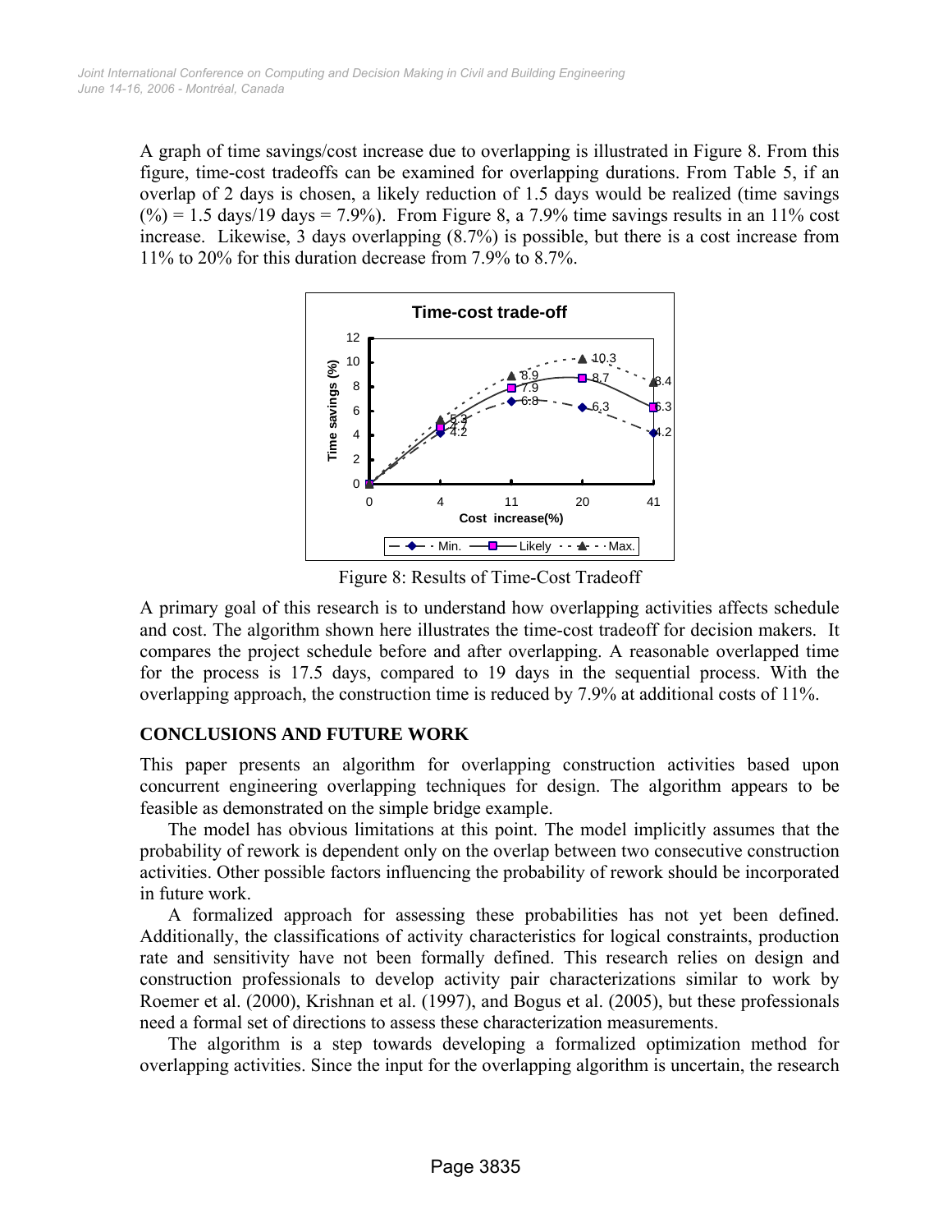A graph of time savings/cost increase due to overlapping is illustrated in Figure 8. From this figure, time-cost tradeoffs can be examined for overlapping durations. From Table 5, if an overlap of 2 days is chosen, a likely reduction of 1.5 days would be realized (time savings (%) = 1.5 days/19 days = 7.9%). From Figure 8, a 7.9% time savings results in an 11% cost increase. Likewise, 3 days overlapping (8.7%) is possible, but there is a cost increase from 11% to 20% for this duration decrease from 7.9% to 8.7%.

Figure 8: Results of Time-Cost Tradeoff

A primary goal of this research is to understand how overlapping activities affects schedule and cost. The algorithm shown here illustrates the time-cost tradeoff for decision makers. It compares the project schedule before and after overlapping. A reasonable overlapped time for the process is 17.5 days, compared to 19 days in the sequential process. With the overlapping approach, the construction time is reduced by 7.9% at additional costs of 11%.

## CONCLUSIONS AND FUTURE WORK

This paper presents an algorithm for overlapping construction activities based upon concurrent engineering overlapping techniques for design. The algorithm appears to be feasible as demonstrated on the simple bridge example.

The model has obvious limitations at this point. The model implicitly assumes that the probability of rework is dependent only on the overlap between two consecutive construction activities. Other possible factors influencing the probability of rework should be incorporated in future work.

A formalized approach for assessing these probabilities has not yet been defined. Additionally, the classifications of activity characteristics for logical constraints, production rate and sensitivity have not been formally defined. This research relies on design and construction professionals to develop activity pair characterizations similar to work by Roemer et al. (2000), Krishnan et al. (1997), and Bogus et al. (2005), but these professionals need a formal set of directions to assess these characterization measurements.

The algorithm is a step towards developing a formalized optimization method for overlapping activities. Since the input for the overlapping algorithm is uncertain, the research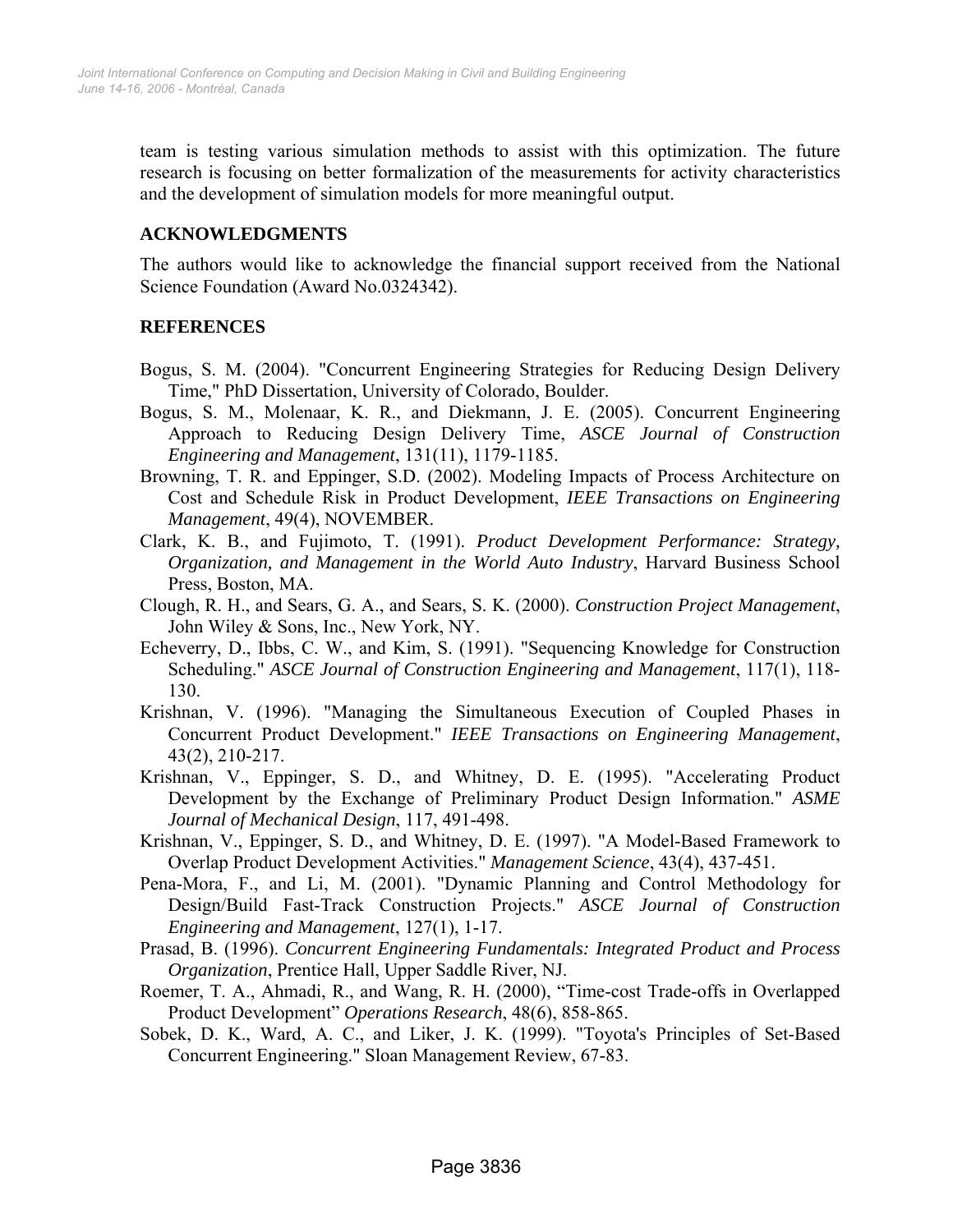team is testing various simulation methods to assist with this optimization. The future research is focusing on better formalization of the measurements for activity characteristics and the development of simulation models for more meaningful output.

## ACKNOWLEDGMENTS

The authors would like to acknowledge the financial support received from the National Science Foundation (Award No.0324342).

## REFERENCES

Bogus, S. M. (2004). "Concurrent Engineering Strategies for Reducing Design Delivery Time," PhD Dissertation, University of Colorado, Boulder.

Bogus, S. M., Molenaar, K. R., and Diekmann, J. E. (2005). Concurrent Engineering Approach to Reducing Design Delivery Time, *ASCE Journal of Construction Engineering and Management*, 131(11), 1179-1185.

Browning, T. R. and Eppinger, S.D. (2002). Modeling Impacts of Process Architecture on Cost and Schedule Risk in Product Development, *IEEE Transactions on Engineering Management*, 49(4), NOVEMBER.

Clark, K. B., and Fujimoto, T. (1991). *Product Development Performance: Strategy, Organization, and Management in the World Auto Industry*, Harvard Business School Press, Boston, MA.

Clough, R. H., and Sears, G. A., and Sears, S. K. (2000). *Construction Project Management*, John Wiley & Sons, Inc., New York, NY.

Echeverry, D., Ibbs, C. W., and Kim, S. (1991). "Sequencing Knowledge for Construction Scheduling." *ASCE Journal of Construction Engineering and Management*, 117(1), 118-130.

Krishnan, V. (1996). "Managing the Simultaneous Execution of Coupled Phases in Concurrent Product Development." *IEEE Transactions on Engineering Management*, 43(2), 210-217.

Krishnan, V., Eppinger, S. D., and Whitney, D. E. (1995). "Accelerating Product Development by the Exchange of Preliminary Product Design Information." *ASME Journal of Mechanical Design*, 117, 491-498.

Krishnan, V., Eppinger, S. D., and Whitney, D. E. (1997). "A Model-Based Framework to Overlap Product Development Activities." *Management Science*, 43(4), 437-451.

Pena-Mora, F., and Li, M. (2001). "Dynamic Planning and Control Methodology for Design/Build Fast-Track Construction Projects." *ASCE Journal of Construction Engineering and Management*, 127(1), 1-17.

Prasad, B. (1996). *Concurrent Engineering Fundamentals: Integrated Product and Process Organization*, Prentice Hall, Upper Saddle River, NJ.

Roemer, T. A., Ahmadi, R., and Wang, R. H. (2000), "Time-cost Trade-offs in Overlapped Product Development" *Operations Research*, 48(6), 858-865.

Sobek, D. K., Ward, A. C., and Liker, J. K. (1999). "Toyota's Principles of Set-Based Concurrent Engineering." Sloan Management Review, 67-83.